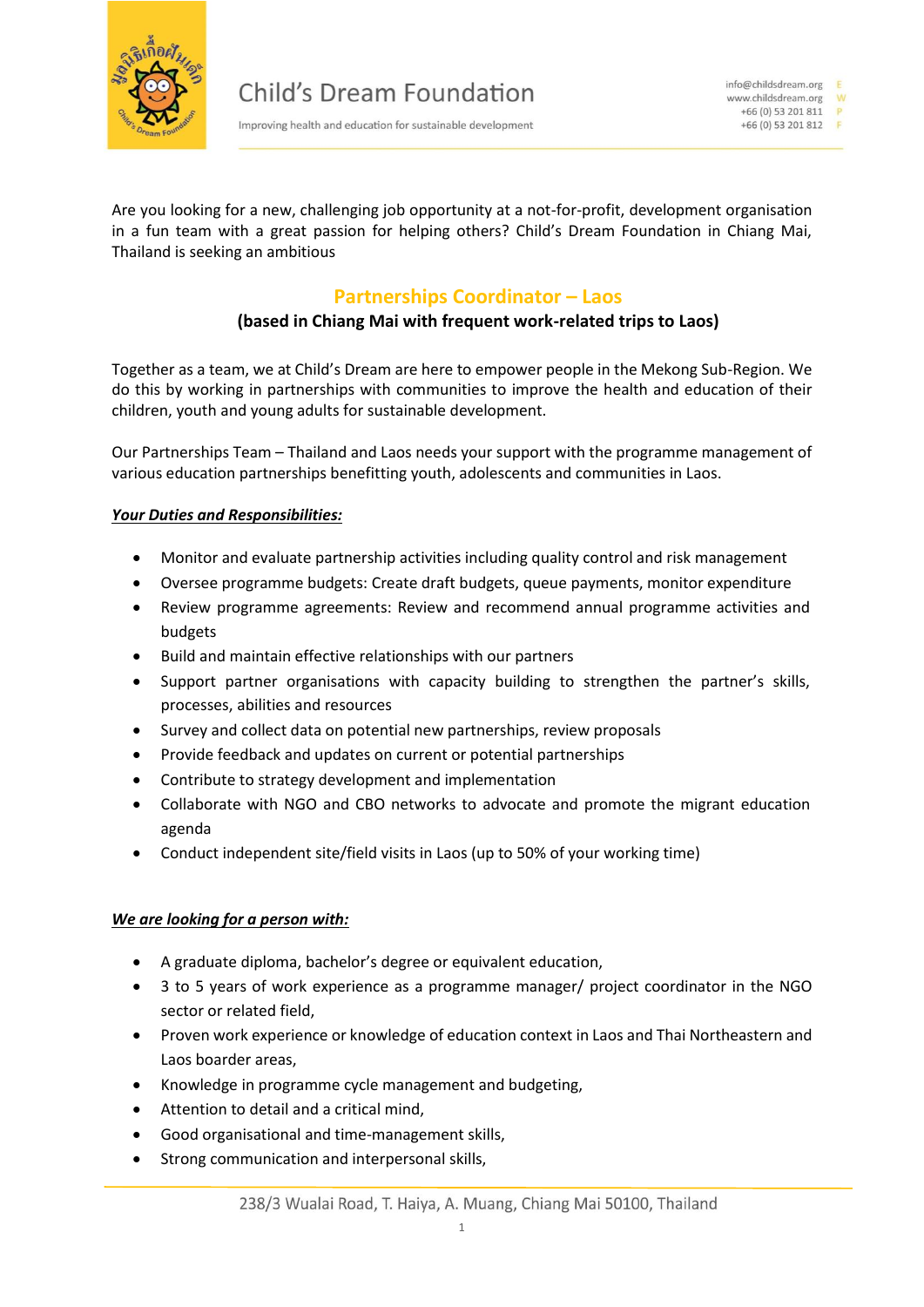# Child's Dream Foundation

Improving health and education for sustainable development

info@childsdream.org E
www.childsdream.org W
+66 (0) 53 201 811 P
+66 (0) 53 201 812 F

Are you looking for a new, challenging job opportunity at a not-for-profit, development organisation in a fun team with a great passion for helping others? Child's Dream Foundation in Chiang Mai, Thailand is seeking an ambitious

## Partnerships Coordinator – Laos

**(based in Chiang Mai with frequent work-related trips to Laos)**

Together as a team, we at Child's Dream are here to empower people in the Mekong Sub-Region. We do this by working in partnerships with communities to improve the health and education of their children, youth and young adults for sustainable development.

Our Partnerships Team – Thailand and Laos needs your support with the programme management of various education partnerships benefitting youth, adolescents and communities in Laos.

***Your Duties and Responsibilities:***

- Monitor and evaluate partnership activities including quality control and risk management
- Oversee programme budgets: Create draft budgets, queue payments, monitor expenditure
- Review programme agreements: Review and recommend annual programme activities and budgets
- Build and maintain effective relationships with our partners
- Support partner organisations with capacity building to strengthen the partner's skills, processes, abilities and resources
- Survey and collect data on potential new partnerships, review proposals
- Provide feedback and updates on current or potential partnerships
- Contribute to strategy development and implementation
- Collaborate with NGO and CBO networks to advocate and promote the migrant education agenda
- Conduct independent site/field visits in Laos (up to 50% of your working time)

***We are looking for a person with:***

- A graduate diploma, bachelor's degree or equivalent education,
- 3 to 5 years of work experience as a programme manager/ project coordinator in the NGO sector or related field,
- Proven work experience or knowledge of education context in Laos and Thai Northeastern and Laos boarder areas,
- Knowledge in programme cycle management and budgeting,
- Attention to detail and a critical mind,
- Good organisational and time-management skills,
- Strong communication and interpersonal skills,

238/3 Wualai Road, T. Haiya, A. Muang, Chiang Mai 50100, Thailand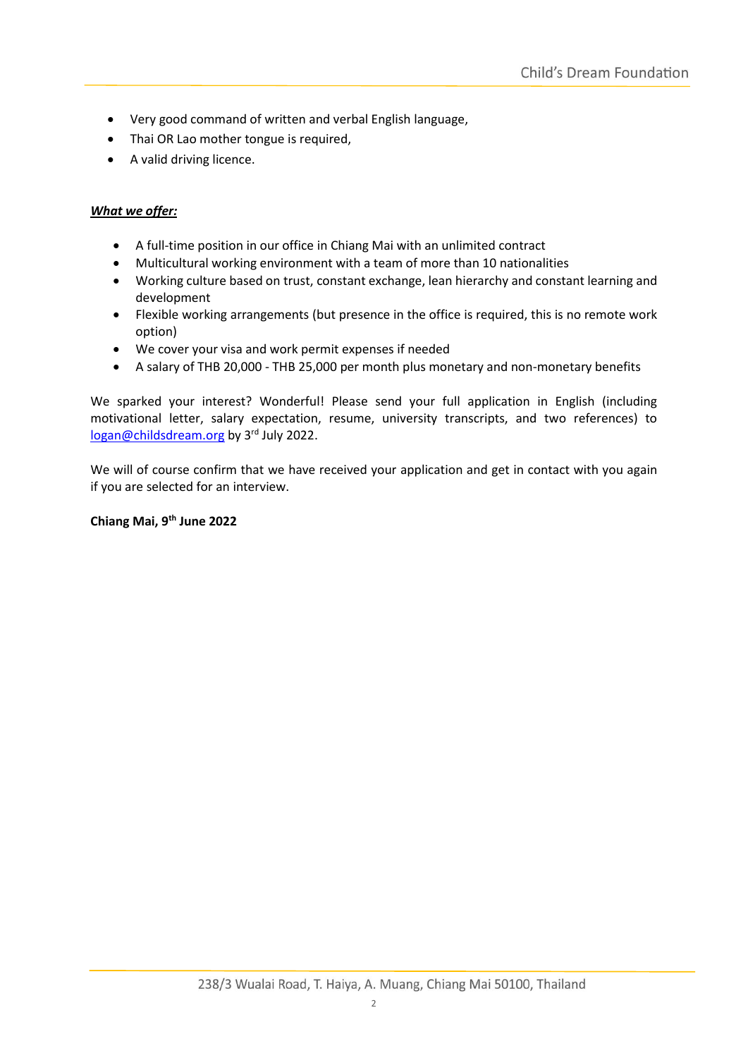- Very good command of written and verbal English language,
- Thai OR Lao mother tongue is required,
- A valid driving licence.

***What we offer:***

- A full-time position in our office in Chiang Mai with an unlimited contract
- Multicultural working environment with a team of more than 10 nationalities
- Working culture based on trust, constant exchange, lean hierarchy and constant learning and development
- Flexible working arrangements (but presence in the office is required, this is no remote work option)
- We cover your visa and work permit expenses if needed
- A salary of THB 20,000 - THB 25,000 per month plus monetary and non-monetary benefits

We sparked your interest? Wonderful! Please send your full application in English (including motivational letter, salary expectation, resume, university transcripts, and two references) to logan@childsdream.org by 3rd July 2022.

We will of course confirm that we have received your application and get in contact with you again if you are selected for an interview.

**Chiang Mai, 9th June 2022**